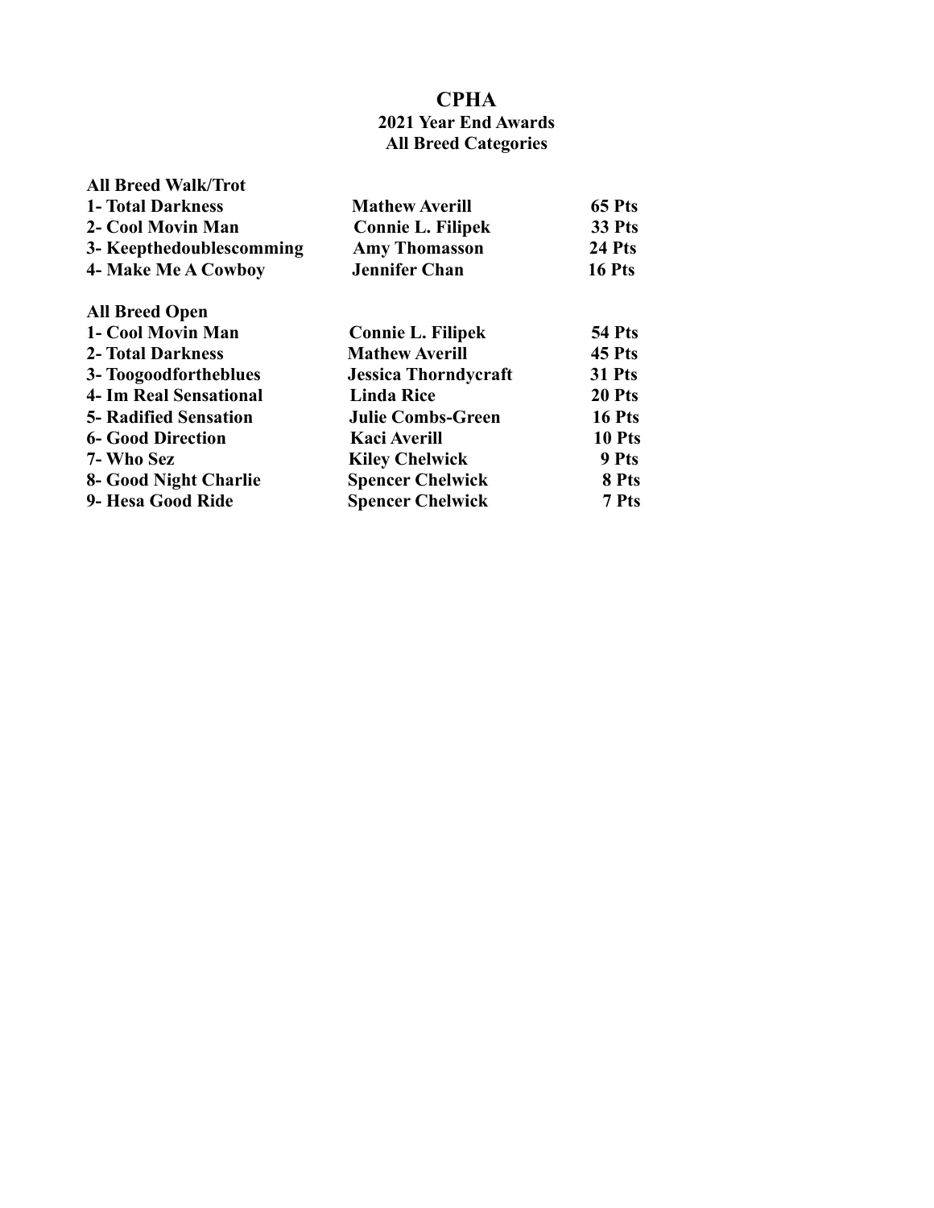# CPHA

## 2021 Year End Awards

## All Breed Categories

**All Breed Walk/Trot**

| | | |
|---|---|---|
| 1- Total Darkness | Mathew Averill | 65 Pts |
| 2- Cool Movin Man | Connie L. Filipek | 33 Pts |
| 3- Keepthedoublescomming | Amy Thomasson | 24 Pts |
| 4- Make Me A Cowboy | Jennifer Chan | 16 Pts |

**All Breed Open**

| | | |
|---|---|---|
| 1- Cool Movin Man | Connie L. Filipek | 54 Pts |
| 2- Total Darkness | Mathew Averill | 45 Pts |
| 3- Toogoodfortheblues | Jessica Thorndycraft | 31 Pts |
| 4- Im Real Sensational | Linda Rice | 20 Pts |
| 5- Radified Sensation | Julie Combs-Green | 16 Pts |
| 6- Good Direction | Kaci Averill | 10 Pts |
| 7- Who Sez | Kiley Chelwick | 9 Pts |
| 8- Good Night Charlie | Spencer Chelwick | 8 Pts |
| 9- Hesa Good Ride | Spencer Chelwick | 7 Pts |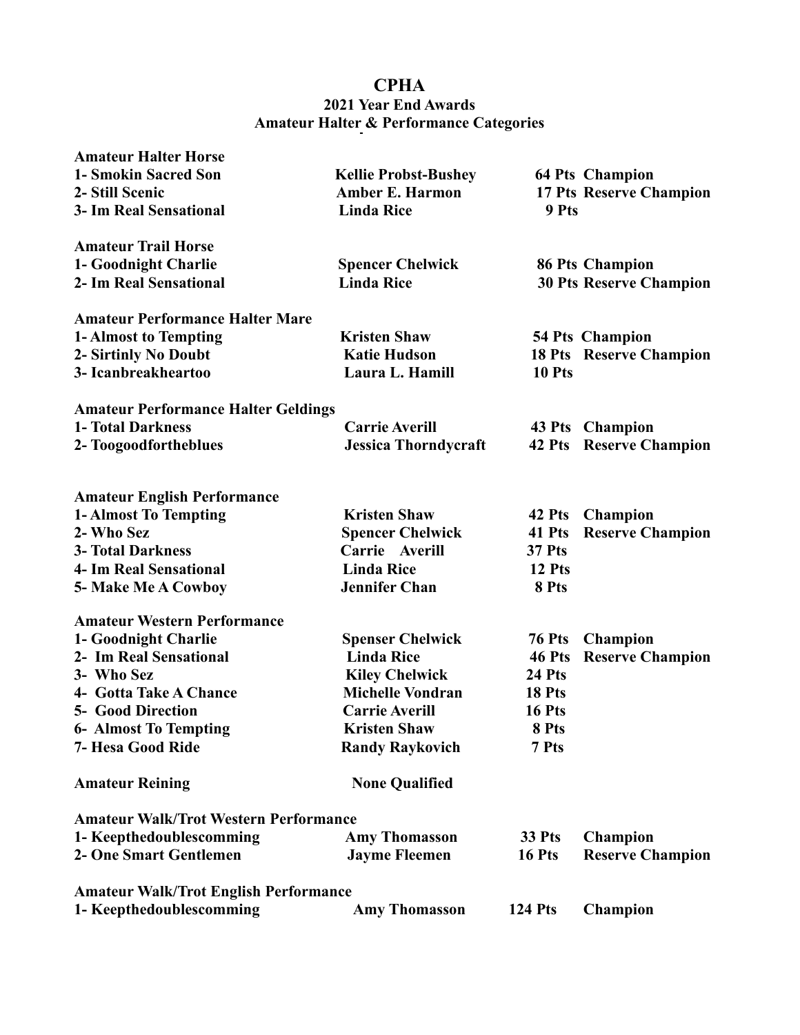# CPHA

## 2021 Year End Awards

## Amateur Halter & Performance Categories

**Amateur Halter Horse**

| | | | |
|---|---|---|---|
| 1- Smokin Sacred Son | Kellie Probst-Bushey | 64 Pts | Champion |
| 2- Still Scenic | Amber E. Harmon | 17 Pts | Reserve Champion |
| 3- Im Real Sensational | Linda Rice | 9 Pts | |

**Amateur Trail Horse**

| | | | |
|---|---|---|---|
| 1- Goodnight Charlie | Spencer Chelwick | 86 Pts | Champion |
| 2- Im Real Sensational | Linda Rice | 30 Pts | Reserve Champion |

**Amateur Performance Halter Mare**

| | | | |
|---|---|---|---|
| 1- Almost to Tempting | Kristen Shaw | 54 Pts | Champion |
| 2- Sirtinly No Doubt | Katie Hudson | 18 Pts | Reserve Champion |
| 3- Icanbreakheartoo | Laura L. Hamill | 10 Pts | |

**Amateur Performance Halter Geldings**

| | | | |
|---|---|---|---|
| 1- Total Darkness | Carrie Averill | 43 Pts | Champion |
| 2- Toogoodfortheblues | Jessica Thorndycraft | 42 Pts | Reserve Champion |

**Amateur English Performance**

| | | | |
|---|---|---|---|
| 1- Almost To Tempting | Kristen Shaw | 42 Pts | Champion |
| 2- Who Sez | Spencer Chelwick | 41 Pts | Reserve Champion |
| 3- Total Darkness | Carrie Averill | 37 Pts | |
| 4- Im Real Sensational | Linda Rice | 12 Pts | |
| 5- Make Me A Cowboy | Jennifer Chan | 8 Pts | |

**Amateur Western Performance**

| | | | |
|---|---|---|---|
| 1- Goodnight Charlie | Spenser Chelwick | 76 Pts | Champion |
| 2- Im Real Sensational | Linda Rice | 46 Pts | Reserve Champion |
| 3- Who Sez | Kiley Chelwick | 24 Pts | |
| 4- Gotta Take A Chance | Michelle Vondran | 18 Pts | |
| 5- Good Direction | Carrie Averill | 16 Pts | |
| 6- Almost To Tempting | Kristen Shaw | 8 Pts | |
| 7- Hesa Good Ride | Randy Raykovich | 7 Pts | |

**Amateur Reining** — **None Qualified**

**Amateur Walk/Trot Western Performance**

| | | | |
|---|---|---|---|
| 1- Keepthedoublescomming | Amy Thomasson | 33 Pts | Champion |
| 2- One Smart Gentlemen | Jayme Fleemen | 16 Pts | Reserve Champion |

**Amateur Walk/Trot English Performance**

| | | | |
|---|---|---|---|
| 1- Keepthedoublescomming | Amy Thomasson | 124 Pts | Champion |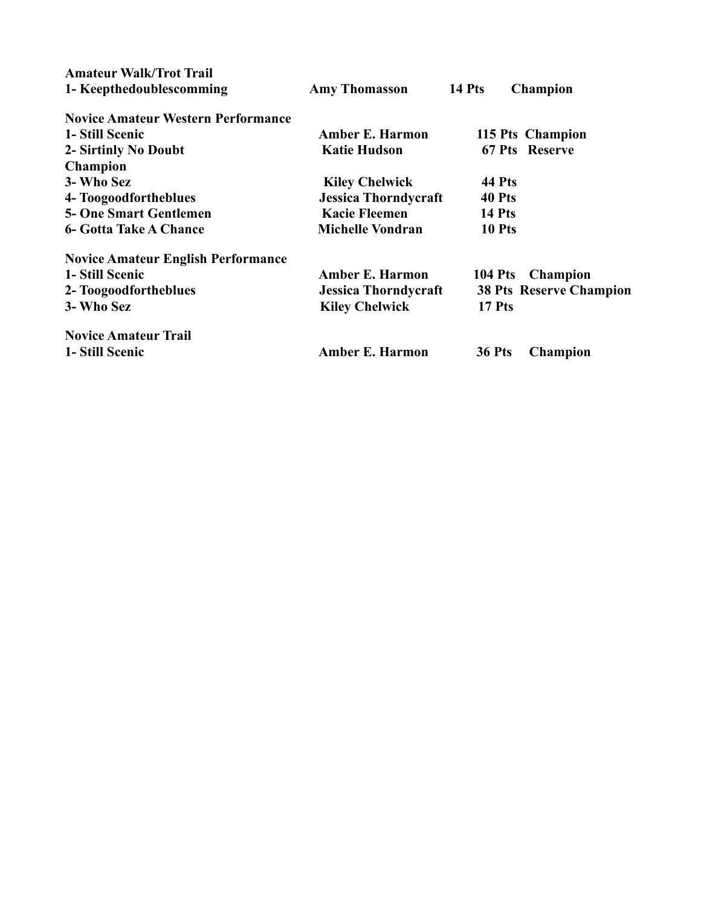**Amateur Walk/Trot Trail**

| | | | |
|---|---|---|---|
| 1- Keepthedoublescomming | Amy Thomasson | 14 Pts | Champion |

**Novice Amateur Western Performance**

| | | | |
|---|---|---|---|
| 1- Still Scenic | Amber E. Harmon | 115 Pts | Champion |
| 2- Sirtinly No Doubt | Katie Hudson | 67 Pts | Reserve Champion |
| 3- Who Sez | Kiley Chelwick | 44 Pts | |
| 4- Toogoodfortheblues | Jessica Thorndycraft | 40 Pts | |
| 5- One Smart Gentlemen | Kacie Fleemen | 14 Pts | |
| 6- Gotta Take A Chance | Michelle Vondran | 10 Pts | |

**Novice Amateur English Performance**

| | | | |
|---|---|---|---|
| 1- Still Scenic | Amber E. Harmon | 104 Pts | Champion |
| 2- Toogoodfortheblues | Jessica Thorndycraft | 38 Pts | Reserve Champion |
| 3- Who Sez | Kiley Chelwick | 17 Pts | |

**Novice Amateur Trail**

| | | | |
|---|---|---|---|
| 1- Still Scenic | Amber E. Harmon | 36 Pts | Champion |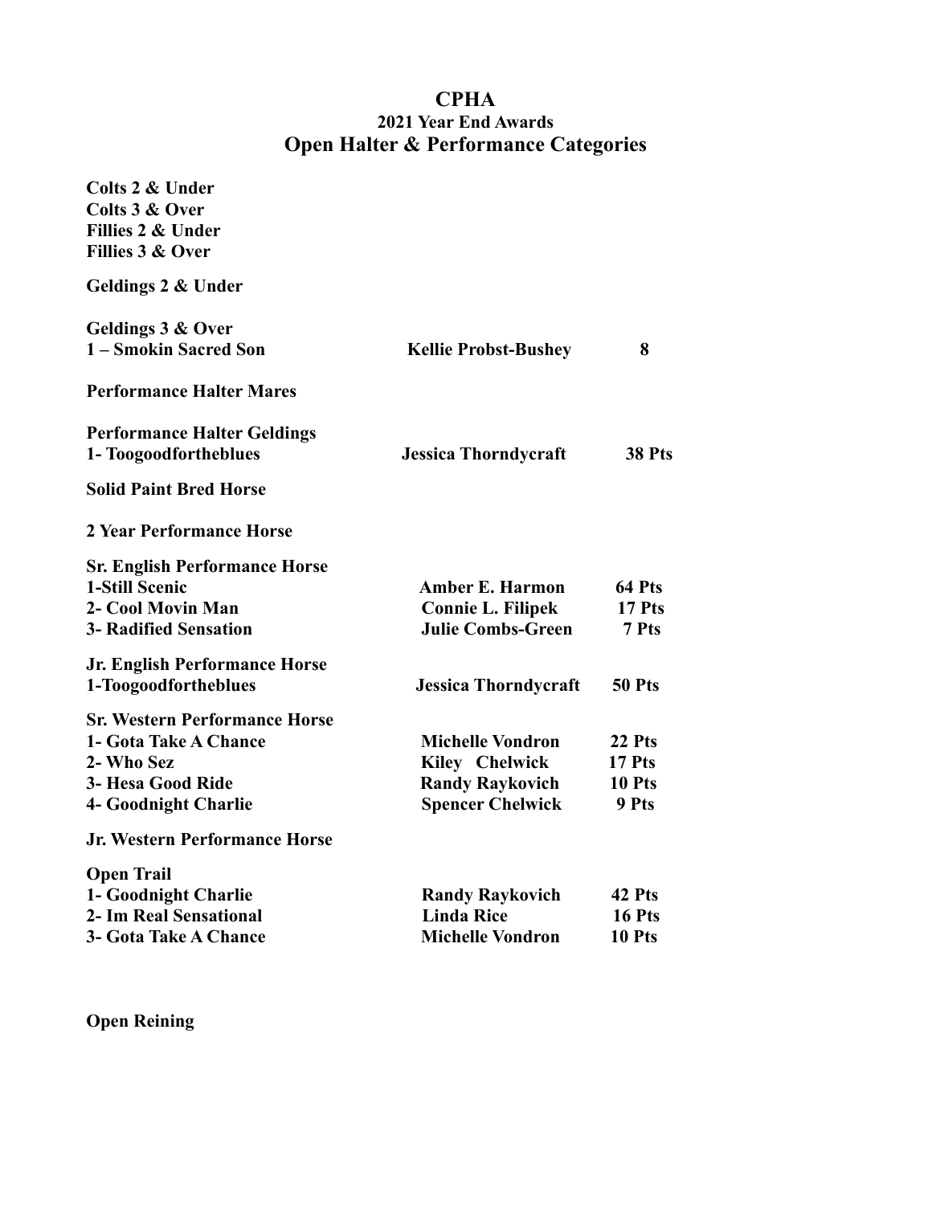# CPHA

## 2021 Year End Awards

## Open Halter & Performance Categories

**Colts 2 & Under**
**Colts 3 & Over**
**Fillies 2 & Under**
**Fillies 3 & Over**

**Geldings 2 & Under**

**Geldings 3 & Over**

| | | |
|---|---|---|
| 1 – Smokin Sacred Son | Kellie Probst-Bushey | 8 |

**Performance Halter Mares**

**Performance Halter Geldings**

| | | |
|---|---|---|
| 1- Toogoodfortheblues | Jessica Thorndycraft | 38 Pts |

**Solid Paint Bred Horse**

**2 Year Performance Horse**

**Sr. English Performance Horse**

| | | |
|---|---|---|
| 1-Still Scenic | Amber E. Harmon | 64 Pts |
| 2- Cool Movin Man | Connie L. Filipek | 17 Pts |
| 3- Radified Sensation | Julie Combs-Green | 7 Pts |

**Jr. English Performance Horse**

| | | |
|---|---|---|
| 1-Toogoodfortheblues | Jessica Thorndycraft | 50 Pts |

**Sr. Western Performance Horse**

| | | |
|---|---|---|
| 1- Gota Take A Chance | Michelle Vondron | 22 Pts |
| 2- Who Sez | Kiley Chelwick | 17 Pts |
| 3- Hesa Good Ride | Randy Raykovich | 10 Pts |
| 4- Goodnight Charlie | Spencer Chelwick | 9 Pts |

**Jr. Western Performance Horse**

**Open Trail**

| | | |
|---|---|---|
| 1- Goodnight Charlie | Randy Raykovich | 42 Pts |
| 2- Im Real Sensational | Linda Rice | 16 Pts |
| 3- Gota Take A Chance | Michelle Vondron | 10 Pts |

**Open Reining**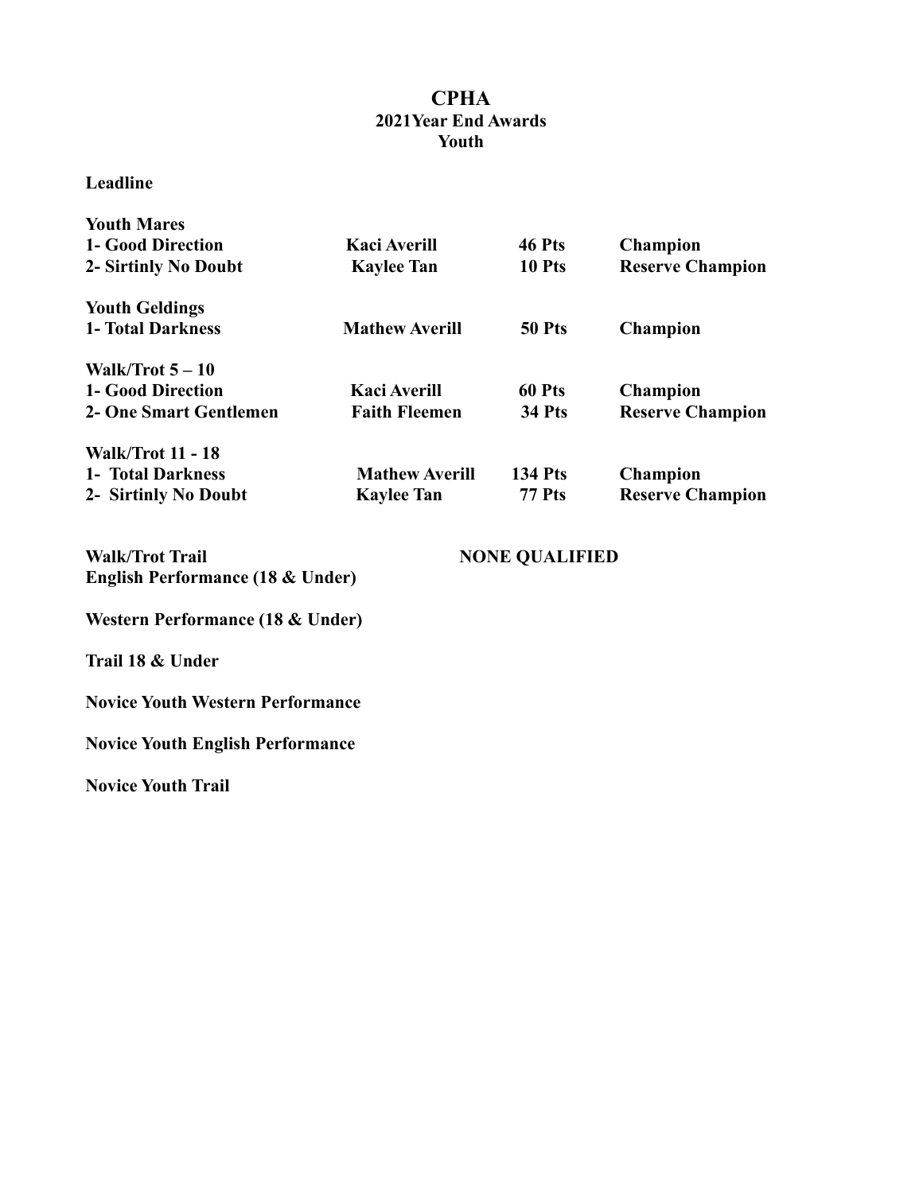# CPHA
## 2021Year End Awards
## Youth

**Leadline**

**Youth Mares**

| | | | |
|---|---|---|---|
| **1- Good Direction** | **Kaci Averill** | **46 Pts** | **Champion** |
| **2- Sirtinly No Doubt** | **Kaylee Tan** | **10 Pts** | **Reserve Champion** |

**Youth Geldings**

| | | | |
|---|---|---|---|
| **1- Total Darkness** | **Mathew Averill** | **50 Pts** | **Champion** |

**Walk/Trot 5 – 10**

| | | | |
|---|---|---|---|
| **1- Good Direction** | **Kaci Averill** | **60 Pts** | **Champion** |
| **2- One Smart Gentlemen** | **Faith Fleemen** | **34 Pts** | **Reserve Champion** |

**Walk/Trot 11 - 18**

| | | | |
|---|---|---|---|
| **1- Total Darkness** | **Mathew Averill** | **134 Pts** | **Champion** |
| **2- Sirtinly No Doubt** | **Kaylee Tan** | **77 Pts** | **Reserve Champion** |

**Walk/Trot Trail** **NONE QUALIFIED**

**English Performance (18 & Under)**

**Western Performance (18 & Under)**

**Trail 18 & Under**

**Novice Youth Western Performance**

**Novice Youth English Performance**

**Novice Youth Trail**